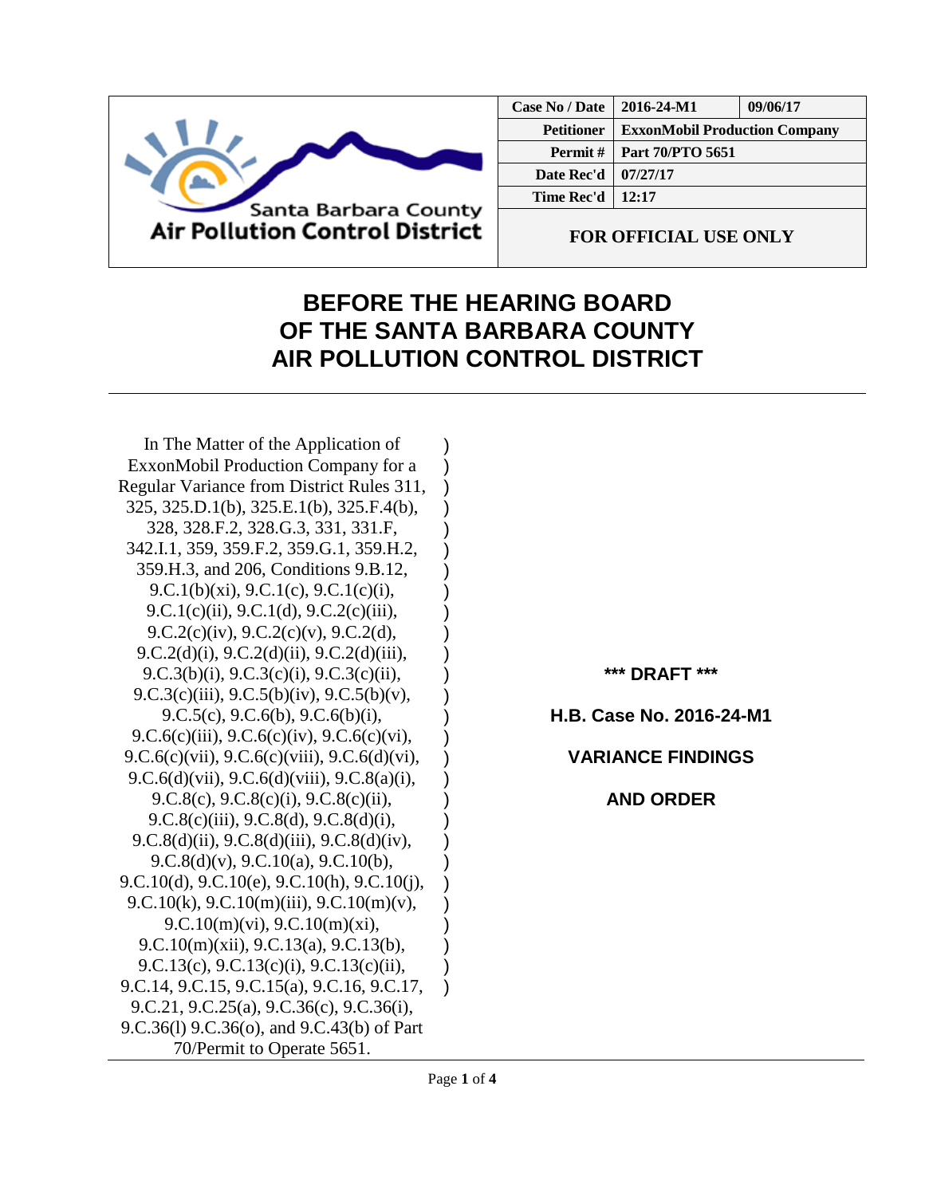Santa Barbara County
Air Pollution Control District

| Case No / Date | 2016-24-M1 | 09/06/17 |
|---|---|---|
| Petitioner | ExxonMobil Production Company | |
| Permit # | Part 70/PTO 5651 | |
| Date Rec'd | 07/27/17 | |
| Time Rec'd | 12:17 | |
| FOR OFFICIAL USE ONLY | | |

# BEFORE THE HEARING BOARD OF THE SANTA BARBARA COUNTY AIR POLLUTION CONTROL DISTRICT

In The Matter of the Application of ExxonMobil Production Company for a Regular Variance from District Rules 311, 325, 325.D.1(b), 325.E.1(b), 325.F.4(b), 328, 328.F.2, 328.G.3, 331, 331.F, 342.I.1, 359, 359.F.2, 359.G.1, 359.H.2, 359.H.3, and 206, Conditions 9.B.12, 9.C.1(b)(xi), 9.C.1(c), 9.C.1(c)(i), 9.C.1(c)(ii), 9.C.1(d), 9.C.2(c)(iii), 9.C.2(c)(iv), 9.C.2(c)(v), 9.C.2(d), 9.C.2(d)(i), 9.C.2(d)(ii), 9.C.2(d)(iii), 9.C.3(b)(i), 9.C.3(c)(i), 9.C.3(c)(ii), 9.C.3(c)(iii), 9.C.5(b)(iv), 9.C.5(b)(v), 9.C.5(c), 9.C.6(b), 9.C.6(b)(i), 9.C.6(c)(iii), 9.C.6(c)(iv), 9.C.6(c)(vi), 9.C.6(c)(vii), 9.C.6(c)(viii), 9.C.6(d)(vi), 9.C.6(d)(vii), 9.C.6(d)(viii), 9.C.8(a)(i), 9.C.8(c), 9.C.8(c)(i), 9.C.8(c)(ii), 9.C.8(c)(iii), 9.C.8(d), 9.C.8(d)(i), 9.C.8(d)(ii), 9.C.8(d)(iii), 9.C.8(d)(iv), 9.C.8(d)(v), 9.C.10(a), 9.C.10(b), 9.C.10(d), 9.C.10(e), 9.C.10(h), 9.C.10(j), 9.C.10(k), 9.C.10(m)(iii), 9.C.10(m)(v), 9.C.10(m)(vi), 9.C.10(m)(xi), 9.C.10(m)(xii), 9.C.13(a), 9.C.13(b), 9.C.13(c), 9.C.13(c)(i), 9.C.13(c)(ii), 9.C.14, 9.C.15, 9.C.15(a), 9.C.16, 9.C.17, 9.C.21, 9.C.25(a), 9.C.36(c), 9.C.36(i), 9.C.36(l) 9.C.36(o), and 9.C.43(b) of Part 70/Permit to Operate 5651.

**\*\*\* DRAFT \*\*\***

**H.B. Case No. 2016-24-M1**

**VARIANCE FINDINGS**

**AND ORDER**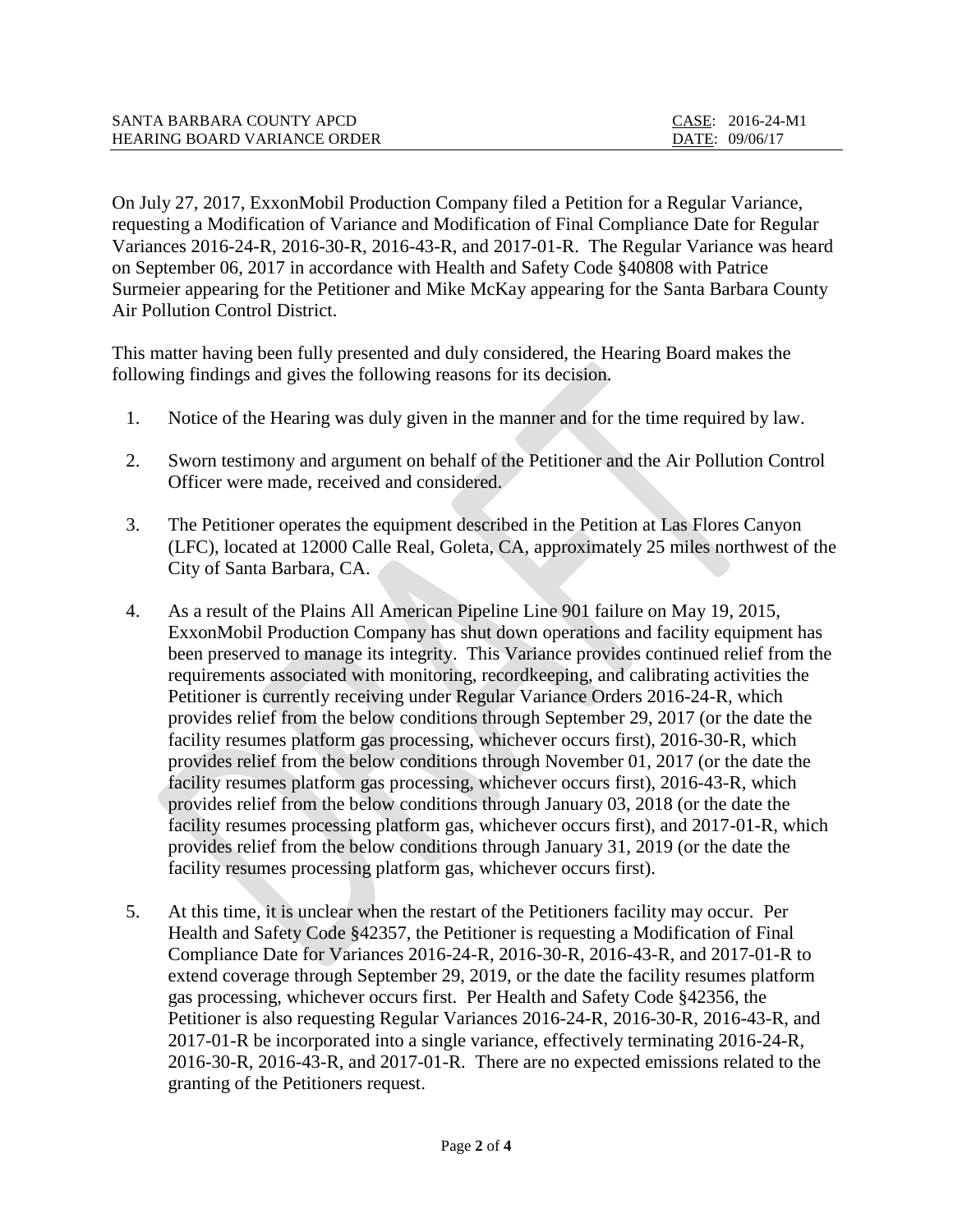On July 27, 2017, ExxonMobil Production Company filed a Petition for a Regular Variance, requesting a Modification of Variance and Modification of Final Compliance Date for Regular Variances 2016-24-R, 2016-30-R, 2016-43-R, and 2017-01-R. The Regular Variance was heard on September 06, 2017 in accordance with Health and Safety Code §40808 with Patrice Surmeier appearing for the Petitioner and Mike McKay appearing for the Santa Barbara County Air Pollution Control District.

This matter having been fully presented and duly considered, the Hearing Board makes the following findings and gives the following reasons for its decision.

1. Notice of the Hearing was duly given in the manner and for the time required by law.

2. Sworn testimony and argument on behalf of the Petitioner and the Air Pollution Control Officer were made, received and considered.

3. The Petitioner operates the equipment described in the Petition at Las Flores Canyon (LFC), located at 12000 Calle Real, Goleta, CA, approximately 25 miles northwest of the City of Santa Barbara, CA.

4. As a result of the Plains All American Pipeline Line 901 failure on May 19, 2015, ExxonMobil Production Company has shut down operations and facility equipment has been preserved to manage its integrity. This Variance provides continued relief from the requirements associated with monitoring, recordkeeping, and calibrating activities the Petitioner is currently receiving under Regular Variance Orders 2016-24-R, which provides relief from the below conditions through September 29, 2017 (or the date the facility resumes platform gas processing, whichever occurs first), 2016-30-R, which provides relief from the below conditions through November 01, 2017 (or the date the facility resumes platform gas processing, whichever occurs first), 2016-43-R, which provides relief from the below conditions through January 03, 2018 (or the date the facility resumes processing platform gas, whichever occurs first), and 2017-01-R, which provides relief from the below conditions through January 31, 2019 (or the date the facility resumes processing platform gas, whichever occurs first).

5. At this time, it is unclear when the restart of the Petitioners facility may occur. Per Health and Safety Code §42357, the Petitioner is requesting a Modification of Final Compliance Date for Variances 2016-24-R, 2016-30-R, 2016-43-R, and 2017-01-R to extend coverage through September 29, 2019, or the date the facility resumes platform gas processing, whichever occurs first. Per Health and Safety Code §42356, the Petitioner is also requesting Regular Variances 2016-24-R, 2016-30-R, 2016-43-R, and 2017-01-R be incorporated into a single variance, effectively terminating 2016-24-R, 2016-30-R, 2016-43-R, and 2017-01-R. There are no expected emissions related to the granting of the Petitioners request.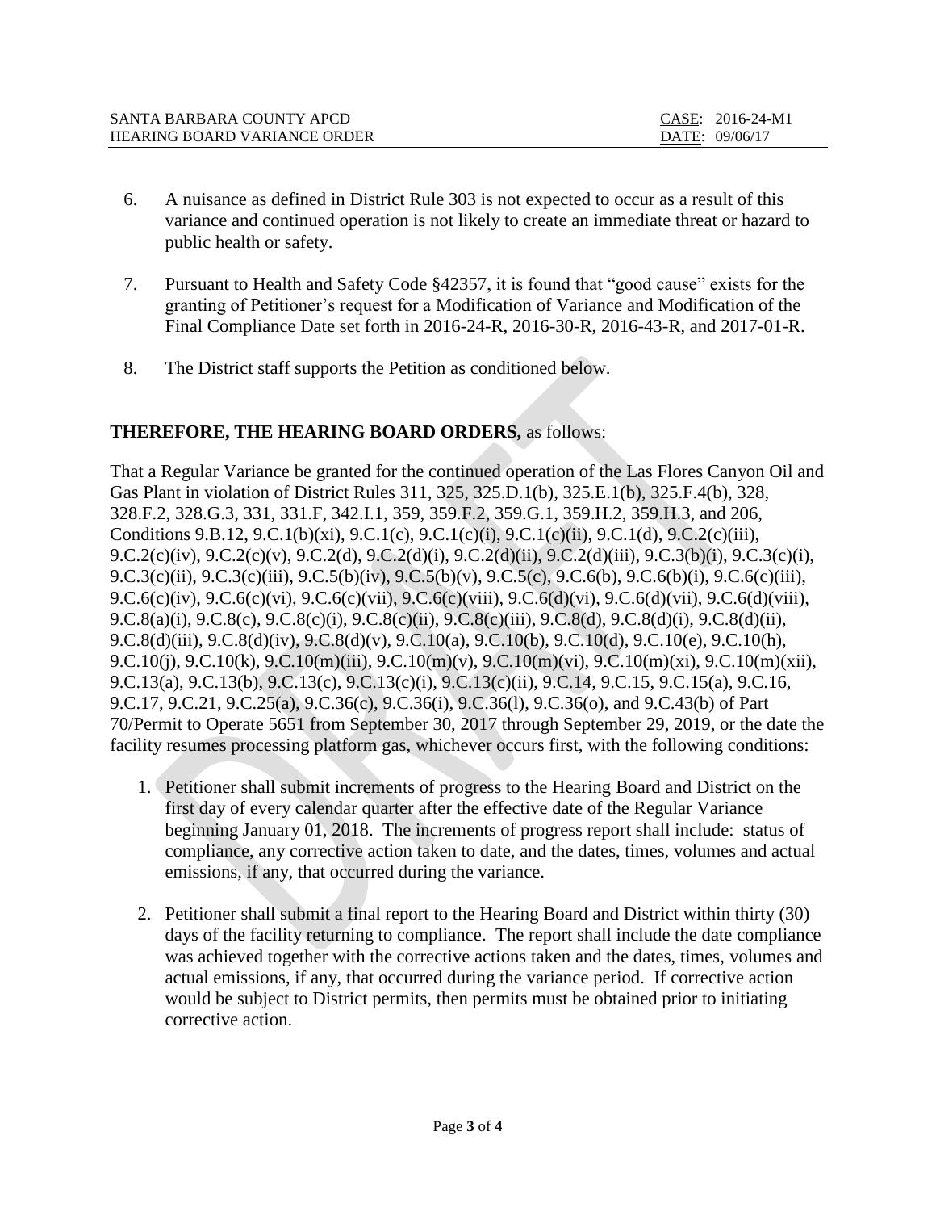6. A nuisance as defined in District Rule 303 is not expected to occur as a result of this variance and continued operation is not likely to create an immediate threat or hazard to public health or safety.

7. Pursuant to Health and Safety Code §42357, it is found that "good cause" exists for the granting of Petitioner's request for a Modification of Variance and Modification of the Final Compliance Date set forth in 2016-24-R, 2016-30-R, 2016-43-R, and 2017-01-R.

8. The District staff supports the Petition as conditioned below.

**THEREFORE, THE HEARING BOARD ORDERS,** as follows:

That a Regular Variance be granted for the continued operation of the Las Flores Canyon Oil and Gas Plant in violation of District Rules 311, 325, 325.D.1(b), 325.E.1(b), 325.F.4(b), 328, 328.F.2, 328.G.3, 331, 331.F, 342.I.1, 359, 359.F.2, 359.G.1, 359.H.2, 359.H.3, and 206, Conditions 9.B.12, 9.C.1(b)(xi), 9.C.1(c), 9.C.1(c)(i), 9.C.1(c)(ii), 9.C.1(d), 9.C.2(c)(iii), 9.C.2(c)(iv), 9.C.2(c)(v), 9.C.2(d), 9.C.2(d)(i), 9.C.2(d)(ii), 9.C.2(d)(iii), 9.C.3(b)(i), 9.C.3(c)(i), 9.C.3(c)(ii), 9.C.3(c)(iii), 9.C.5(b)(iv), 9.C.5(b)(v), 9.C.5(c), 9.C.6(b), 9.C.6(b)(i), 9.C.6(c)(iii), 9.C.6(c)(iv), 9.C.6(c)(vi), 9.C.6(c)(vii), 9.C.6(c)(viii), 9.C.6(d)(vi), 9.C.6(d)(vii), 9.C.6(d)(viii), 9.C.8(a)(i), 9.C.8(c), 9.C.8(c)(i), 9.C.8(c)(ii), 9.C.8(c)(iii), 9.C.8(d), 9.C.8(d)(i), 9.C.8(d)(ii), 9.C.8(d)(iii), 9.C.8(d)(iv), 9.C.8(d)(v), 9.C.10(a), 9.C.10(b), 9.C.10(d), 9.C.10(e), 9.C.10(h), 9.C.10(j), 9.C.10(k), 9.C.10(m)(iii), 9.C.10(m)(v), 9.C.10(m)(vi), 9.C.10(m)(xi), 9.C.10(m)(xii), 9.C.13(a), 9.C.13(b), 9.C.13(c), 9.C.13(c)(i), 9.C.13(c)(ii), 9.C.14, 9.C.15, 9.C.15(a), 9.C.16, 9.C.17, 9.C.21, 9.C.25(a), 9.C.36(c), 9.C.36(i), 9.C.36(l), 9.C.36(o), and 9.C.43(b) of Part 70/Permit to Operate 5651 from September 30, 2017 through September 29, 2019, or the date the facility resumes processing platform gas, whichever occurs first, with the following conditions:

1. Petitioner shall submit increments of progress to the Hearing Board and District on the first day of every calendar quarter after the effective date of the Regular Variance beginning January 01, 2018. The increments of progress report shall include: status of compliance, any corrective action taken to date, and the dates, times, volumes and actual emissions, if any, that occurred during the variance.

2. Petitioner shall submit a final report to the Hearing Board and District within thirty (30) days of the facility returning to compliance. The report shall include the date compliance was achieved together with the corrective actions taken and the dates, times, volumes and actual emissions, if any, that occurred during the variance period. If corrective action would be subject to District permits, then permits must be obtained prior to initiating corrective action.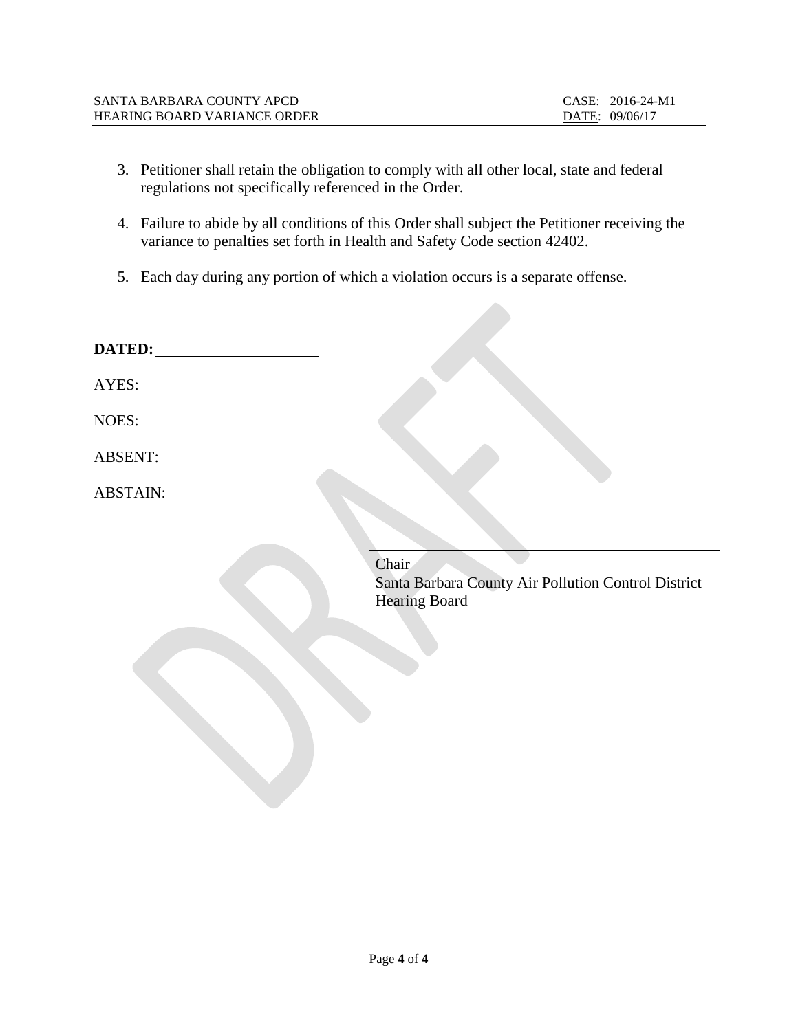3. Petitioner shall retain the obligation to comply with all other local, state and federal regulations not specifically referenced in the Order.

4. Failure to abide by all conditions of this Order shall subject the Petitioner receiving the variance to penalties set forth in Health and Safety Code section 42402.

5. Each day during any portion of which a violation occurs is a separate offense.

**DATED:** ____________________

AYES:

NOES:

ABSENT:

ABSTAIN:

______________________________________________

Chair
Santa Barbara County Air Pollution Control District
Hearing Board